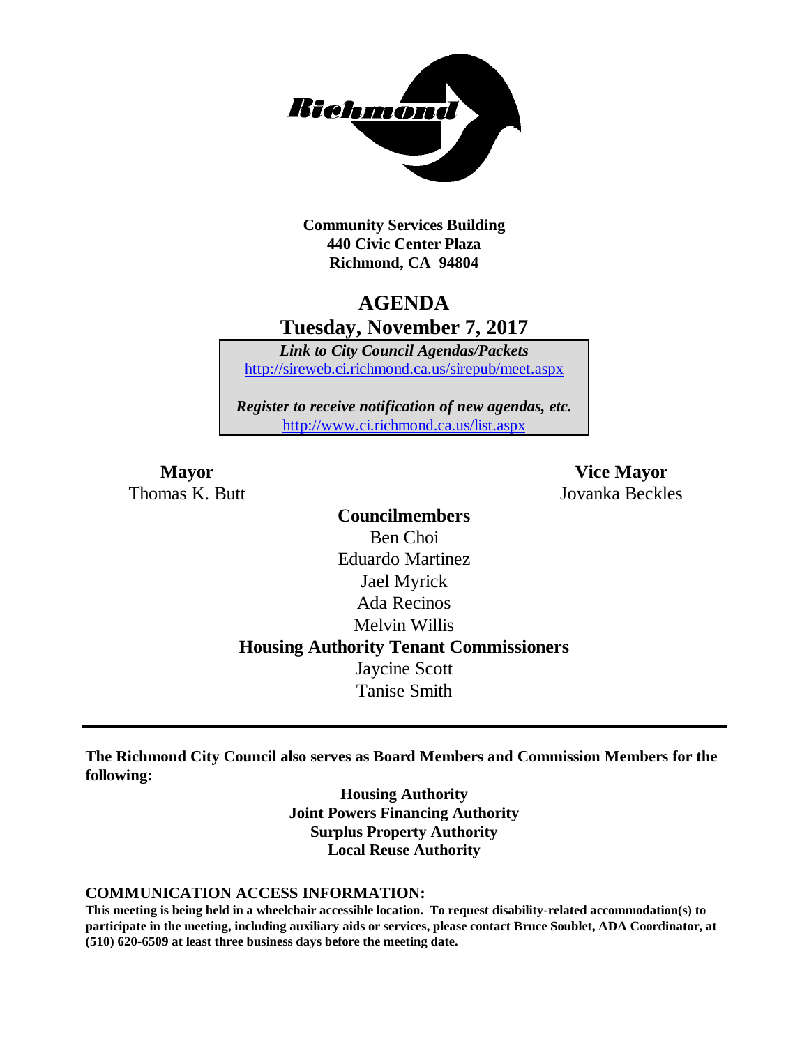**Community Services Building**
**440 Civic Center Plaza**
**Richmond, CA 94804**

# AGENDA
## Tuesday, November 7, 2017

***Link to City Council Agendas/Packets***
http://sireweb.ci.richmond.ca.us/sirepub/meet.aspx

***Register to receive notification of new agendas, etc.***
http://www.ci.richmond.ca.us/list.aspx

**Mayor**
Thomas K. Butt

**Vice Mayor**
Jovanka Beckles

**Councilmembers**
Ben Choi
Eduardo Martinez
Jael Myrick
Ada Recinos
Melvin Willis

**Housing Authority Tenant Commissioners**
Jaycine Scott
Tanise Smith

---

**The Richmond City Council also serves as Board Members and Commission Members for the following:**

**Housing Authority**
**Joint Powers Financing Authority**
**Surplus Property Authority**
**Local Reuse Authority**

**COMMUNICATION ACCESS INFORMATION:**
**This meeting is being held in a wheelchair accessible location. To request disability-related accommodation(s) to participate in the meeting, including auxiliary aids or services, please contact Bruce Soublet, ADA Coordinator, at (510) 620-6509 at least three business days before the meeting date.**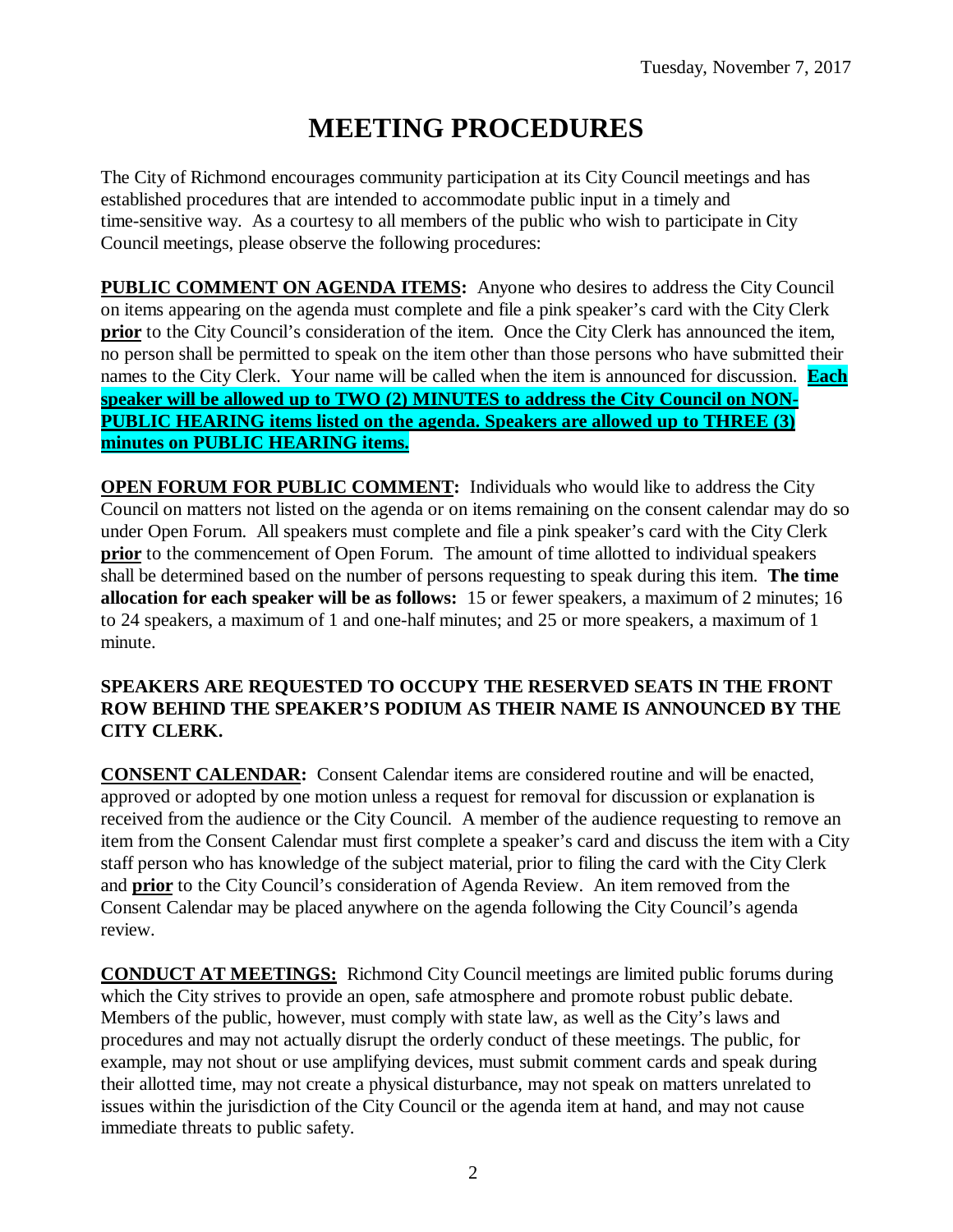Tuesday, November 7, 2017

# MEETING PROCEDURES

The City of Richmond encourages community participation at its City Council meetings and has established procedures that are intended to accommodate public input in a timely and time-sensitive way. As a courtesy to all members of the public who wish to participate in City Council meetings, please observe the following procedures:

**PUBLIC COMMENT ON AGENDA ITEMS:** Anyone who desires to address the City Council on items appearing on the agenda must complete and file a pink speaker's card with the City Clerk **prior** to the City Council's consideration of the item. Once the City Clerk has announced the item, no person shall be permitted to speak on the item other than those persons who have submitted their names to the City Clerk. Your name will be called when the item is announced for discussion. **Each speaker will be allowed up to TWO (2) MINUTES to address the City Council on NON-PUBLIC HEARING items listed on the agenda. Speakers are allowed up to THREE (3) minutes on PUBLIC HEARING items.**

**OPEN FORUM FOR PUBLIC COMMENT:** Individuals who would like to address the City Council on matters not listed on the agenda or on items remaining on the consent calendar may do so under Open Forum. All speakers must complete and file a pink speaker's card with the City Clerk **prior** to the commencement of Open Forum. The amount of time allotted to individual speakers shall be determined based on the number of persons requesting to speak during this item. **The time allocation for each speaker will be as follows:** 15 or fewer speakers, a maximum of 2 minutes; 16 to 24 speakers, a maximum of 1 and one-half minutes; and 25 or more speakers, a maximum of 1 minute.

**SPEAKERS ARE REQUESTED TO OCCUPY THE RESERVED SEATS IN THE FRONT ROW BEHIND THE SPEAKER'S PODIUM AS THEIR NAME IS ANNOUNCED BY THE CITY CLERK.**

**CONSENT CALENDAR:** Consent Calendar items are considered routine and will be enacted, approved or adopted by one motion unless a request for removal for discussion or explanation is received from the audience or the City Council. A member of the audience requesting to remove an item from the Consent Calendar must first complete a speaker's card and discuss the item with a City staff person who has knowledge of the subject material, prior to filing the card with the City Clerk and **prior** to the City Council's consideration of Agenda Review. An item removed from the Consent Calendar may be placed anywhere on the agenda following the City Council's agenda review.

**CONDUCT AT MEETINGS:** Richmond City Council meetings are limited public forums during which the City strives to provide an open, safe atmosphere and promote robust public debate. Members of the public, however, must comply with state law, as well as the City's laws and procedures and may not actually disrupt the orderly conduct of these meetings. The public, for example, may not shout or use amplifying devices, must submit comment cards and speak during their allotted time, may not create a physical disturbance, may not speak on matters unrelated to issues within the jurisdiction of the City Council or the agenda item at hand, and may not cause immediate threats to public safety.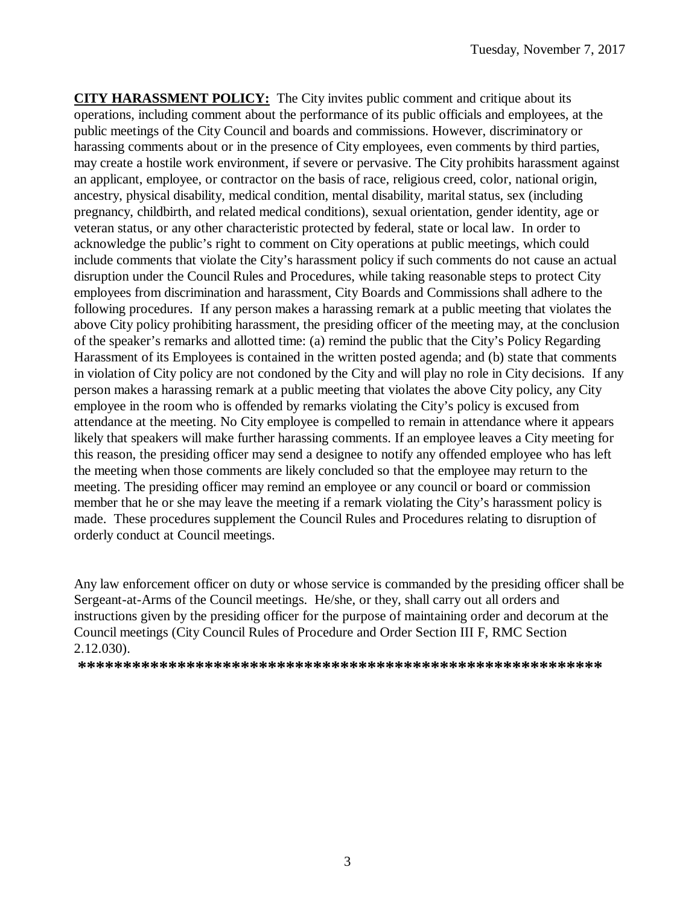**CITY HARASSMENT POLICY:** The City invites public comment and critique about its operations, including comment about the performance of its public officials and employees, at the public meetings of the City Council and boards and commissions. However, discriminatory or harassing comments about or in the presence of City employees, even comments by third parties, may create a hostile work environment, if severe or pervasive. The City prohibits harassment against an applicant, employee, or contractor on the basis of race, religious creed, color, national origin, ancestry, physical disability, medical condition, mental disability, marital status, sex (including pregnancy, childbirth, and related medical conditions), sexual orientation, gender identity, age or veteran status, or any other characteristic protected by federal, state or local law. In order to acknowledge the public's right to comment on City operations at public meetings, which could include comments that violate the City's harassment policy if such comments do not cause an actual disruption under the Council Rules and Procedures, while taking reasonable steps to protect City employees from discrimination and harassment, City Boards and Commissions shall adhere to the following procedures. If any person makes a harassing remark at a public meeting that violates the above City policy prohibiting harassment, the presiding officer of the meeting may, at the conclusion of the speaker's remarks and allotted time: (a) remind the public that the City's Policy Regarding Harassment of its Employees is contained in the written posted agenda; and (b) state that comments in violation of City policy are not condoned by the City and will play no role in City decisions. If any person makes a harassing remark at a public meeting that violates the above City policy, any City employee in the room who is offended by remarks violating the City's policy is excused from attendance at the meeting. No City employee is compelled to remain in attendance where it appears likely that speakers will make further harassing comments. If an employee leaves a City meeting for this reason, the presiding officer may send a designee to notify any offended employee who has left the meeting when those comments are likely concluded so that the employee may return to the meeting. The presiding officer may remind an employee or any council or board or commission member that he or she may leave the meeting if a remark violating the City's harassment policy is made. These procedures supplement the Council Rules and Procedures relating to disruption of orderly conduct at Council meetings.

Any law enforcement officer on duty or whose service is commanded by the presiding officer shall be Sergeant-at-Arms of the Council meetings. He/she, or they, shall carry out all orders and instructions given by the presiding officer for the purpose of maintaining order and decorum at the Council meetings (City Council Rules of Procedure and Order Section III F, RMC Section 2.12.030).

**************************************************************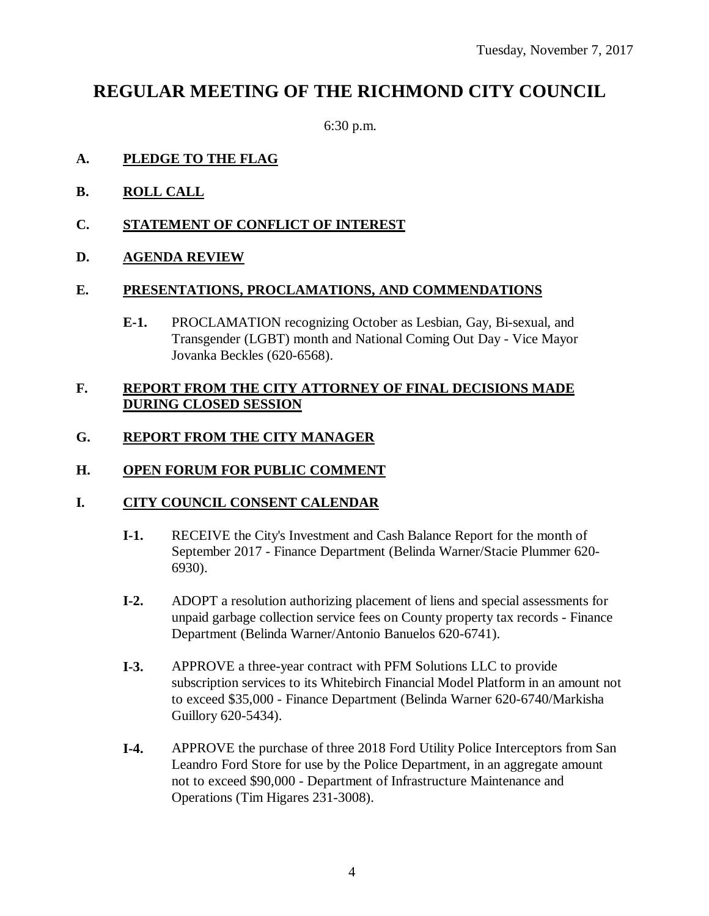Tuesday, November 7, 2017

# REGULAR MEETING OF THE RICHMOND CITY COUNCIL

6:30 p.m.

**A. PLEDGE TO THE FLAG**

**B. ROLL CALL**

**C. STATEMENT OF CONFLICT OF INTEREST**

**D. AGENDA REVIEW**

**E. PRESENTATIONS, PROCLAMATIONS, AND COMMENDATIONS**

**E-1.** PROCLAMATION recognizing October as Lesbian, Gay, Bi-sexual, and Transgender (LGBT) month and National Coming Out Day - Vice Mayor Jovanka Beckles (620-6568).

**F. REPORT FROM THE CITY ATTORNEY OF FINAL DECISIONS MADE DURING CLOSED SESSION**

**G. REPORT FROM THE CITY MANAGER**

**H. OPEN FORUM FOR PUBLIC COMMENT**

**I. CITY COUNCIL CONSENT CALENDAR**

**I-1.** RECEIVE the City's Investment and Cash Balance Report for the month of September 2017 - Finance Department (Belinda Warner/Stacie Plummer 620-6930).

**I-2.** ADOPT a resolution authorizing placement of liens and special assessments for unpaid garbage collection service fees on County property tax records - Finance Department (Belinda Warner/Antonio Banuelos 620-6741).

**I-3.** APPROVE a three-year contract with PFM Solutions LLC to provide subscription services to its Whitebirch Financial Model Platform in an amount not to exceed $35,000 - Finance Department (Belinda Warner 620-6740/Markisha Guillory 620-5434).

**I-4.** APPROVE the purchase of three 2018 Ford Utility Police Interceptors from San Leandro Ford Store for use by the Police Department, in an aggregate amount not to exceed $90,000 - Department of Infrastructure Maintenance and Operations (Tim Higares 231-3008).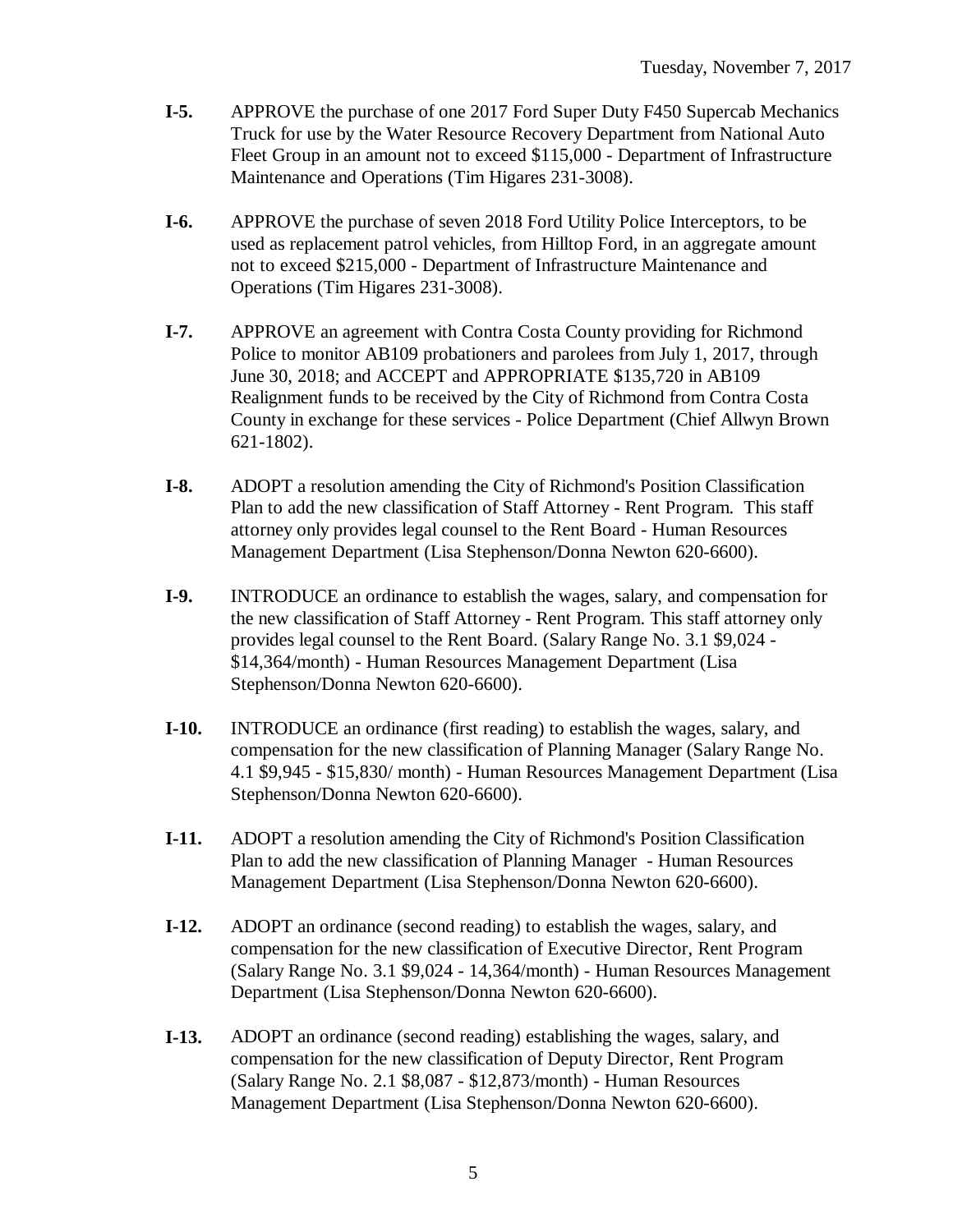**I-5.** APPROVE the purchase of one 2017 Ford Super Duty F450 Supercab Mechanics Truck for use by the Water Resource Recovery Department from National Auto Fleet Group in an amount not to exceed $115,000 - Department of Infrastructure Maintenance and Operations (Tim Higares 231-3008).

**I-6.** APPROVE the purchase of seven 2018 Ford Utility Police Interceptors, to be used as replacement patrol vehicles, from Hilltop Ford, in an aggregate amount not to exceed $215,000 - Department of Infrastructure Maintenance and Operations (Tim Higares 231-3008).

**I-7.** APPROVE an agreement with Contra Costa County providing for Richmond Police to monitor AB109 probationers and parolees from July 1, 2017, through June 30, 2018; and ACCEPT and APPROPRIATE $135,720 in AB109 Realignment funds to be received by the City of Richmond from Contra Costa County in exchange for these services - Police Department (Chief Allwyn Brown 621-1802).

**I-8.** ADOPT a resolution amending the City of Richmond's Position Classification Plan to add the new classification of Staff Attorney - Rent Program. This staff attorney only provides legal counsel to the Rent Board - Human Resources Management Department (Lisa Stephenson/Donna Newton 620-6600).

**I-9.** INTRODUCE an ordinance to establish the wages, salary, and compensation for the new classification of Staff Attorney - Rent Program. This staff attorney only provides legal counsel to the Rent Board. (Salary Range No. 3.1 $9,024 - $14,364/month) - Human Resources Management Department (Lisa Stephenson/Donna Newton 620-6600).

**I-10.** INTRODUCE an ordinance (first reading) to establish the wages, salary, and compensation for the new classification of Planning Manager (Salary Range No. 4.1 $9,945 - $15,830/ month) - Human Resources Management Department (Lisa Stephenson/Donna Newton 620-6600).

**I-11.** ADOPT a resolution amending the City of Richmond's Position Classification Plan to add the new classification of Planning Manager - Human Resources Management Department (Lisa Stephenson/Donna Newton 620-6600).

**I-12.** ADOPT an ordinance (second reading) to establish the wages, salary, and compensation for the new classification of Executive Director, Rent Program (Salary Range No. 3.1 $9,024 - 14,364/month) - Human Resources Management Department (Lisa Stephenson/Donna Newton 620-6600).

**I-13.** ADOPT an ordinance (second reading) establishing the wages, salary, and compensation for the new classification of Deputy Director, Rent Program (Salary Range No. 2.1 $8,087 - $12,873/month) - Human Resources Management Department (Lisa Stephenson/Donna Newton 620-6600).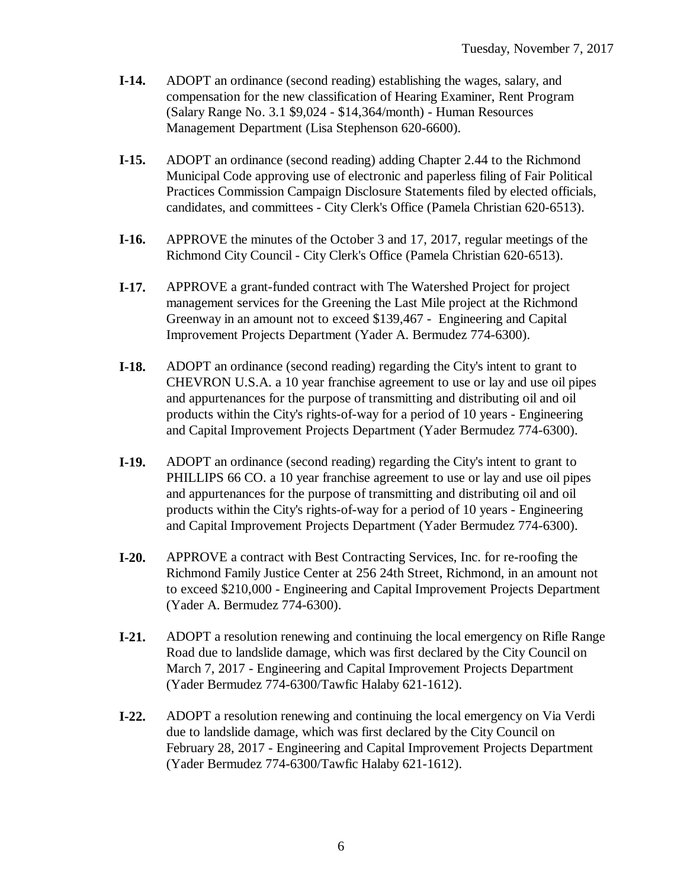**I-14.** ADOPT an ordinance (second reading) establishing the wages, salary, and compensation for the new classification of Hearing Examiner, Rent Program (Salary Range No. 3.1 $9,024 - $14,364/month) - Human Resources Management Department (Lisa Stephenson 620-6600).

**I-15.** ADOPT an ordinance (second reading) adding Chapter 2.44 to the Richmond Municipal Code approving use of electronic and paperless filing of Fair Political Practices Commission Campaign Disclosure Statements filed by elected officials, candidates, and committees - City Clerk's Office (Pamela Christian 620-6513).

**I-16.** APPROVE the minutes of the October 3 and 17, 2017, regular meetings of the Richmond City Council - City Clerk's Office (Pamela Christian 620-6513).

**I-17.** APPROVE a grant-funded contract with The Watershed Project for project management services for the Greening the Last Mile project at the Richmond Greenway in an amount not to exceed $139,467 - Engineering and Capital Improvement Projects Department (Yader A. Bermudez 774-6300).

**I-18.** ADOPT an ordinance (second reading) regarding the City's intent to grant to CHEVRON U.S.A. a 10 year franchise agreement to use or lay and use oil pipes and appurtenances for the purpose of transmitting and distributing oil and oil products within the City's rights-of-way for a period of 10 years - Engineering and Capital Improvement Projects Department (Yader Bermudez 774-6300).

**I-19.** ADOPT an ordinance (second reading) regarding the City's intent to grant to PHILLIPS 66 CO. a 10 year franchise agreement to use or lay and use oil pipes and appurtenances for the purpose of transmitting and distributing oil and oil products within the City's rights-of-way for a period of 10 years - Engineering and Capital Improvement Projects Department (Yader Bermudez 774-6300).

**I-20.** APPROVE a contract with Best Contracting Services, Inc. for re-roofing the Richmond Family Justice Center at 256 24th Street, Richmond, in an amount not to exceed $210,000 - Engineering and Capital Improvement Projects Department (Yader A. Bermudez 774-6300).

**I-21.** ADOPT a resolution renewing and continuing the local emergency on Rifle Range Road due to landslide damage, which was first declared by the City Council on March 7, 2017 - Engineering and Capital Improvement Projects Department (Yader Bermudez 774-6300/Tawfic Halaby 621-1612).

**I-22.** ADOPT a resolution renewing and continuing the local emergency on Via Verdi due to landslide damage, which was first declared by the City Council on February 28, 2017 - Engineering and Capital Improvement Projects Department (Yader Bermudez 774-6300/Tawfic Halaby 621-1612).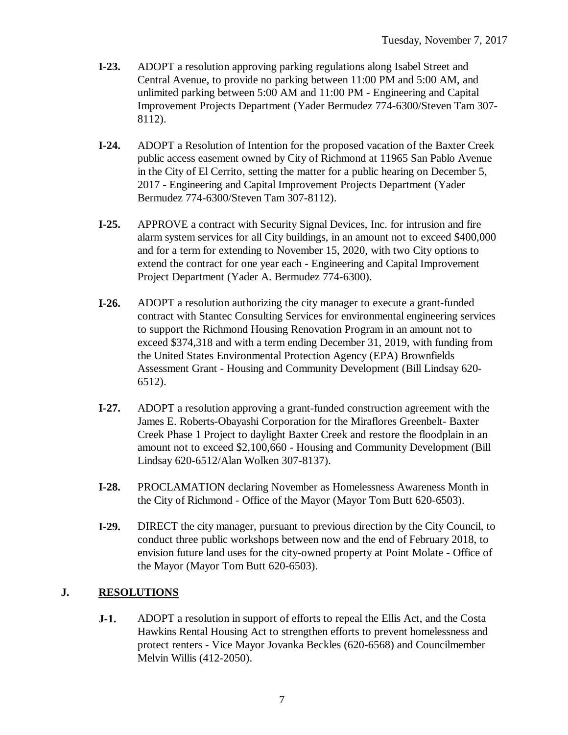- **I-23.** ADOPT a resolution approving parking regulations along Isabel Street and Central Avenue, to provide no parking between 11:00 PM and 5:00 AM, and unlimited parking between 5:00 AM and 11:00 PM - Engineering and Capital Improvement Projects Department (Yader Bermudez 774-6300/Steven Tam 307-8112).

- **I-24.** ADOPT a Resolution of Intention for the proposed vacation of the Baxter Creek public access easement owned by City of Richmond at 11965 San Pablo Avenue in the City of El Cerrito, setting the matter for a public hearing on December 5, 2017 - Engineering and Capital Improvement Projects Department (Yader Bermudez 774-6300/Steven Tam 307-8112).

- **I-25.** APPROVE a contract with Security Signal Devices, Inc. for intrusion and fire alarm system services for all City buildings, in an amount not to exceed $400,000 and for a term for extending to November 15, 2020, with two City options to extend the contract for one year each - Engineering and Capital Improvement Project Department (Yader A. Bermudez 774-6300).

- **I-26.** ADOPT a resolution authorizing the city manager to execute a grant-funded contract with Stantec Consulting Services for environmental engineering services to support the Richmond Housing Renovation Program in an amount not to exceed $374,318 and with a term ending December 31, 2019, with funding from the United States Environmental Protection Agency (EPA) Brownfields Assessment Grant - Housing and Community Development (Bill Lindsay 620-6512).

- **I-27.** ADOPT a resolution approving a grant-funded construction agreement with the James E. Roberts-Obayashi Corporation for the Miraflores Greenbelt- Baxter Creek Phase 1 Project to daylight Baxter Creek and restore the floodplain in an amount not to exceed $2,100,660 - Housing and Community Development (Bill Lindsay 620-6512/Alan Wolken 307-8137).

- **I-28.** PROCLAMATION declaring November as Homelessness Awareness Month in the City of Richmond - Office of the Mayor (Mayor Tom Butt 620-6503).

- **I-29.** DIRECT the city manager, pursuant to previous direction by the City Council, to conduct three public workshops between now and the end of February 2018, to envision future land uses for the city-owned property at Point Molate - Office of the Mayor (Mayor Tom Butt 620-6503).

## J. RESOLUTIONS

- **J-1.** ADOPT a resolution in support of efforts to repeal the Ellis Act, and the Costa Hawkins Rental Housing Act to strengthen efforts to prevent homelessness and protect renters - Vice Mayor Jovanka Beckles (620-6568) and Councilmember Melvin Willis (412-2050).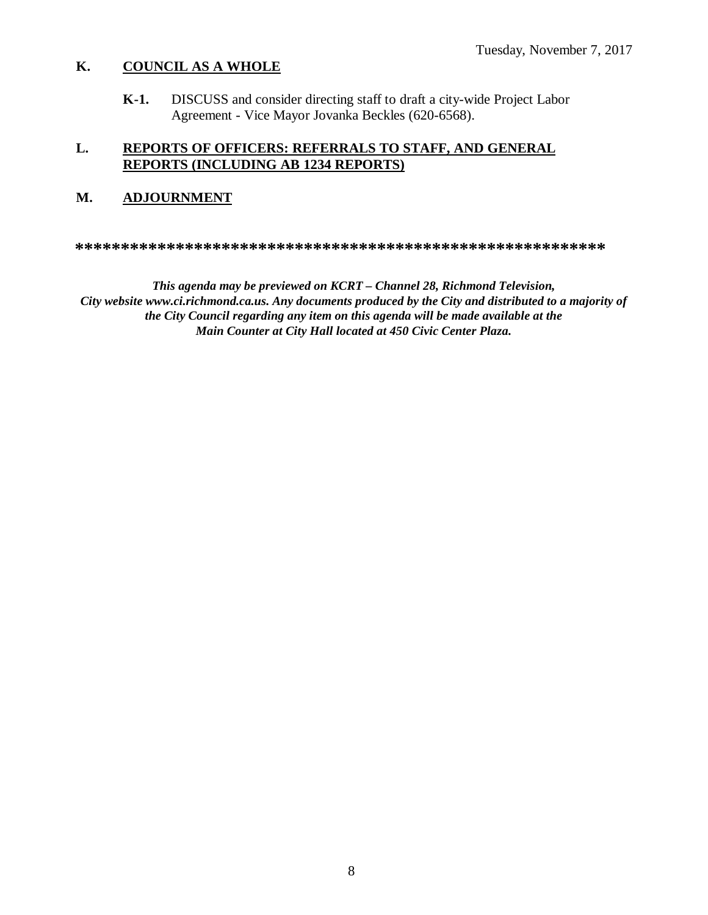## K. COUNCIL AS A WHOLE

**K-1.** DISCUSS and consider directing staff to draft a city-wide Project Labor Agreement - Vice Mayor Jovanka Beckles (620-6568).

## L. REPORTS OF OFFICERS: REFERRALS TO STAFF, AND GENERAL REPORTS (INCLUDING AB 1234 REPORTS)

## M. ADJOURNMENT

**********************************************************

***This agenda may be previewed on KCRT – Channel 28, Richmond Television, City website www.ci.richmond.ca.us. Any documents produced by the City and distributed to a majority of the City Council regarding any item on this agenda will be made available at the Main Counter at City Hall located at 450 Civic Center Plaza.***